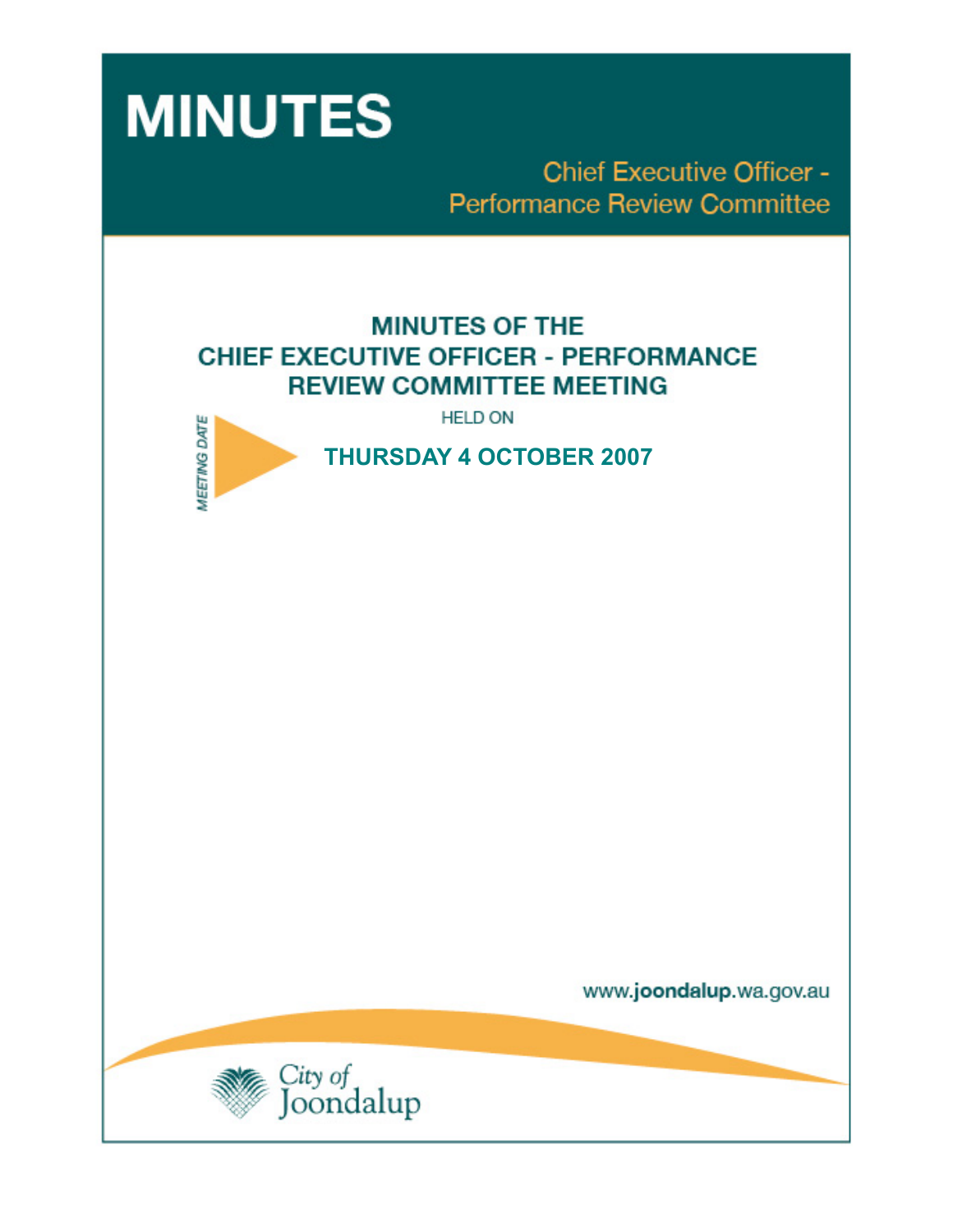# MINUTES

Chief Executive Officer - Performance Review Committee

## MINUTES OF THE CHIEF EXECUTIVE OFFICER - PERFORMANCE REVIEW COMMITTEE MEETING

HELD ON

MEETING DATE

**THURSDAY 4 OCTOBER 2007**

www.**joondalup**.wa.gov.au

City of Joondalup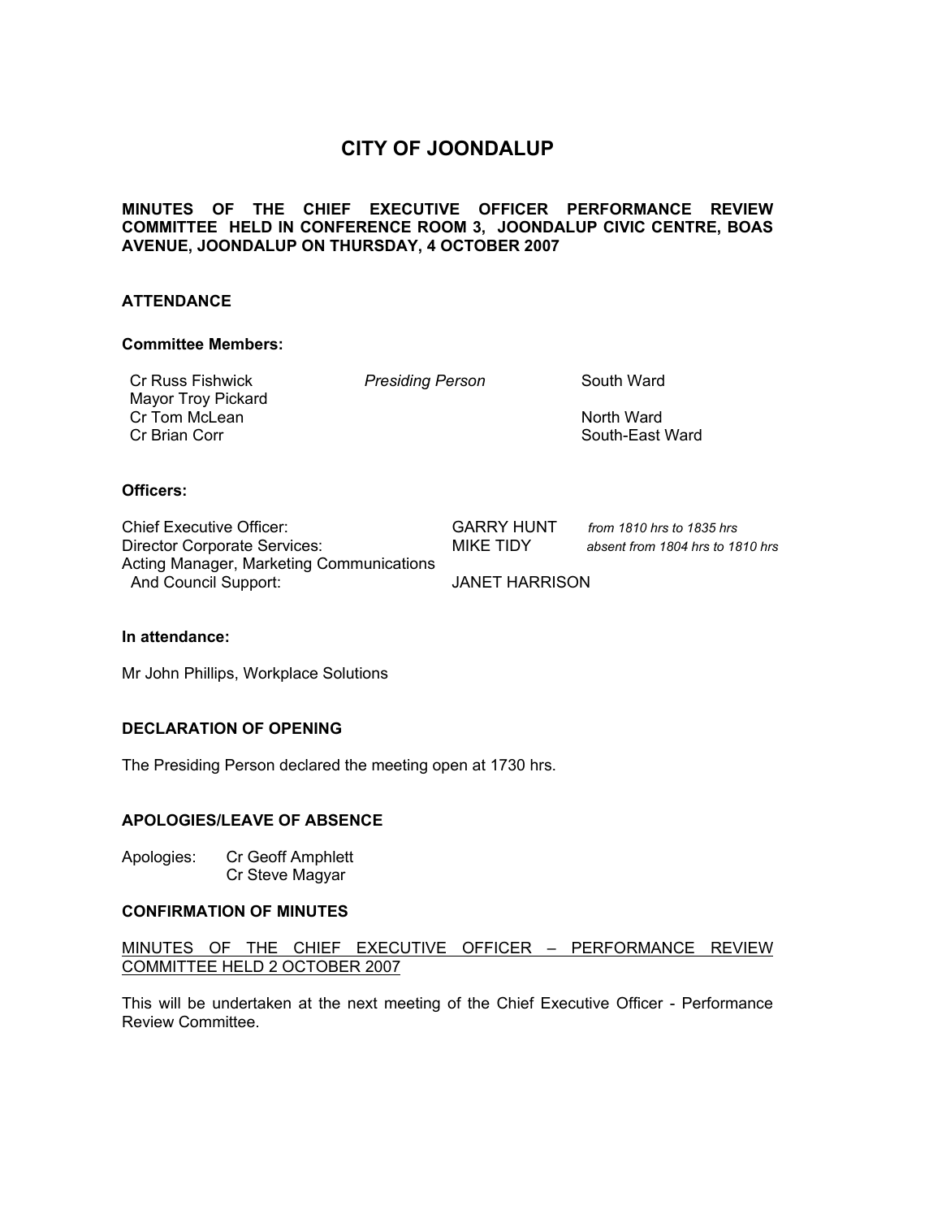# CITY OF JOONDALUP

**MINUTES OF THE CHIEF EXECUTIVE OFFICER PERFORMANCE REVIEW COMMITTEE HELD IN CONFERENCE ROOM 3, JOONDALUP CIVIC CENTRE, BOAS AVENUE, JOONDALUP ON THURSDAY, 4 OCTOBER 2007**

## ATTENDANCE

**Committee Members:**

| | | |
|---|---|---|
| Cr Russ Fishwick | *Presiding Person* | South Ward |
| Mayor Troy Pickard | | |
| Cr Tom McLean | | North Ward |
| Cr Brian Corr | | South-East Ward |

**Officers:**

| | | |
|---|---|---|
| Chief Executive Officer: | GARRY HUNT | *from 1810 hrs to 1835 hrs* |
| Director Corporate Services: | MIKE TIDY | *absent from 1804 hrs to 1810 hrs* |
| Acting Manager, Marketing Communications And Council Support: | JANET HARRISON | |

**In attendance:**

Mr John Phillips, Workplace Solutions

## DECLARATION OF OPENING

The Presiding Person declared the meeting open at 1730 hrs.

## APOLOGIES/LEAVE OF ABSENCE

Apologies: Cr Geoff Amphlett
Cr Steve Magyar

## CONFIRMATION OF MINUTES

MINUTES OF THE CHIEF EXECUTIVE OFFICER – PERFORMANCE REVIEW COMMITTEE HELD 2 OCTOBER 2007

This will be undertaken at the next meeting of the Chief Executive Officer - Performance Review Committee.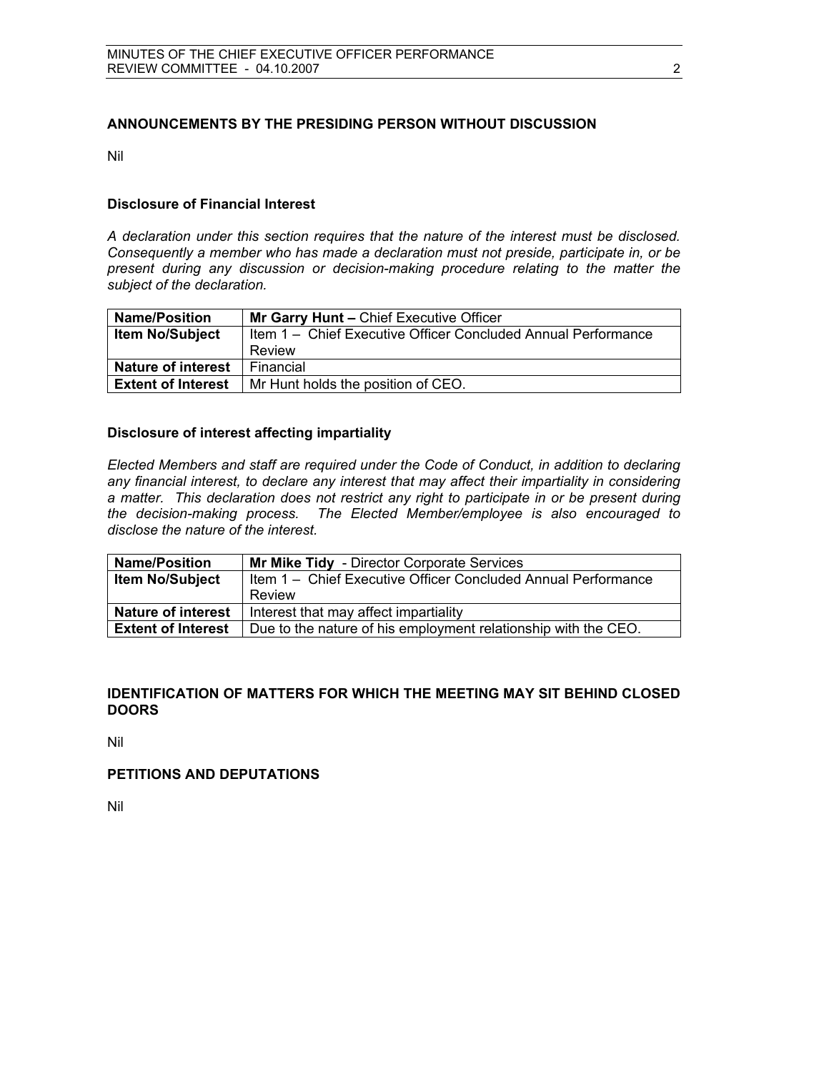## ANNOUNCEMENTS BY THE PRESIDING PERSON WITHOUT DISCUSSION

Nil

### Disclosure of Financial Interest

*A declaration under this section requires that the nature of the interest must be disclosed. Consequently a member who has made a declaration must not preside, participate in, or be present during any discussion or decision-making procedure relating to the matter the subject of the declaration.*

| **Name/Position** | **Mr Garry Hunt –** Chief Executive Officer |
|---|---|
| **Item No/Subject** | Item 1 – Chief Executive Officer Concluded Annual Performance Review |
| **Nature of interest** | Financial |
| **Extent of Interest** | Mr Hunt holds the position of CEO. |

### Disclosure of interest affecting impartiality

*Elected Members and staff are required under the Code of Conduct, in addition to declaring any financial interest, to declare any interest that may affect their impartiality in considering a matter. This declaration does not restrict any right to participate in or be present during the decision-making process. The Elected Member/employee is also encouraged to disclose the nature of the interest.*

| **Name/Position** | **Mr Mike Tidy** - Director Corporate Services |
|---|---|
| **Item No/Subject** | Item 1 – Chief Executive Officer Concluded Annual Performance Review |
| **Nature of interest** | Interest that may affect impartiality |
| **Extent of Interest** | Due to the nature of his employment relationship with the CEO. |

## IDENTIFICATION OF MATTERS FOR WHICH THE MEETING MAY SIT BEHIND CLOSED DOORS

Nil

## PETITIONS AND DEPUTATIONS

Nil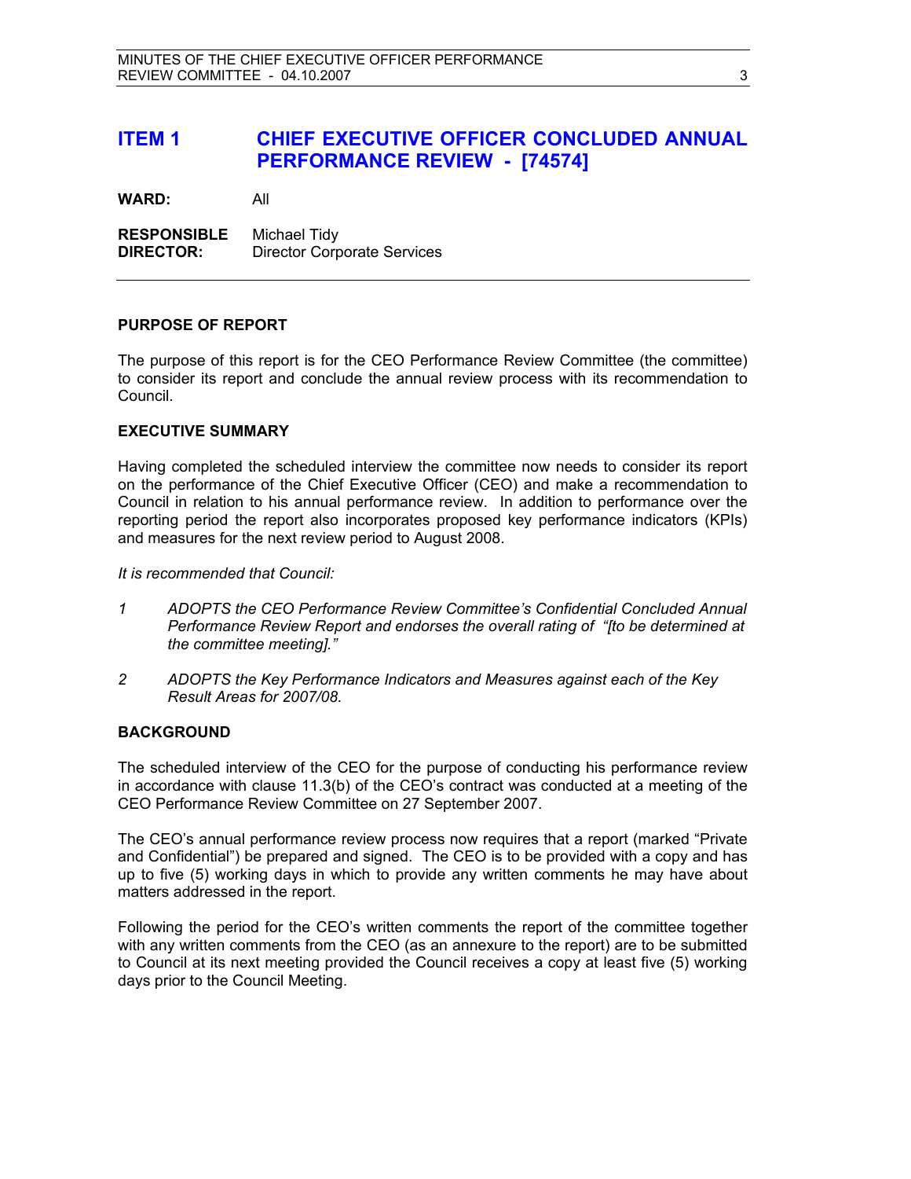# ITEM 1 CHIEF EXECUTIVE OFFICER CONCLUDED ANNUAL PERFORMANCE REVIEW - [74574]

**WARD:** All

**RESPONSIBLE DIRECTOR:** Michael Tidy
Director Corporate Services

## PURPOSE OF REPORT

The purpose of this report is for the CEO Performance Review Committee (the committee) to consider its report and conclude the annual review process with its recommendation to Council.

## EXECUTIVE SUMMARY

Having completed the scheduled interview the committee now needs to consider its report on the performance of the Chief Executive Officer (CEO) and make a recommendation to Council in relation to his annual performance review. In addition to performance over the reporting period the report also incorporates proposed key performance indicators (KPIs) and measures for the next review period to August 2008.

*It is recommended that Council:*

1. *ADOPTS the CEO Performance Review Committee's Confidential Concluded Annual Performance Review Report and endorses the overall rating of "[to be determined at the committee meeting]."*

2. *ADOPTS the Key Performance Indicators and Measures against each of the Key Result Areas for 2007/08.*

## BACKGROUND

The scheduled interview of the CEO for the purpose of conducting his performance review in accordance with clause 11.3(b) of the CEO's contract was conducted at a meeting of the CEO Performance Review Committee on 27 September 2007.

The CEO's annual performance review process now requires that a report (marked "Private and Confidential") be prepared and signed. The CEO is to be provided with a copy and has up to five (5) working days in which to provide any written comments he may have about matters addressed in the report.

Following the period for the CEO's written comments the report of the committee together with any written comments from the CEO (as an annexure to the report) are to be submitted to Council at its next meeting provided the Council receives a copy at least five (5) working days prior to the Council Meeting.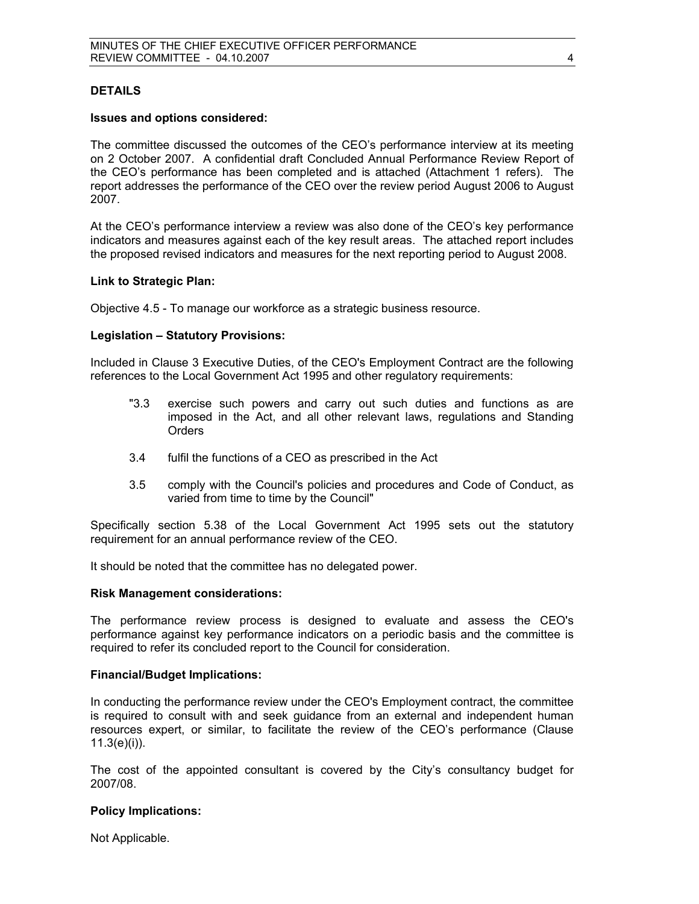## DETAILS

### Issues and options considered:

The committee discussed the outcomes of the CEO's performance interview at its meeting on 2 October 2007. A confidential draft Concluded Annual Performance Review Report of the CEO's performance has been completed and is attached (Attachment 1 refers). The report addresses the performance of the CEO over the review period August 2006 to August 2007.

At the CEO's performance interview a review was also done of the CEO's key performance indicators and measures against each of the key result areas. The attached report includes the proposed revised indicators and measures for the next reporting period to August 2008.

### Link to Strategic Plan:

Objective 4.5 - To manage our workforce as a strategic business resource.

### Legislation – Statutory Provisions:

Included in Clause 3 Executive Duties, of the CEO's Employment Contract are the following references to the Local Government Act 1995 and other regulatory requirements:

> "3.3 exercise such powers and carry out such duties and functions as are imposed in the Act, and all other relevant laws, regulations and Standing Orders
>
> 3.4 fulfil the functions of a CEO as prescribed in the Act
>
> 3.5 comply with the Council's policies and procedures and Code of Conduct, as varied from time to time by the Council"

Specifically section 5.38 of the Local Government Act 1995 sets out the statutory requirement for an annual performance review of the CEO.

It should be noted that the committee has no delegated power.

### Risk Management considerations:

The performance review process is designed to evaluate and assess the CEO's performance against key performance indicators on a periodic basis and the committee is required to refer its concluded report to the Council for consideration.

### Financial/Budget Implications:

In conducting the performance review under the CEO's Employment contract, the committee is required to consult with and seek guidance from an external and independent human resources expert, or similar, to facilitate the review of the CEO's performance (Clause 11.3(e)(i)).

The cost of the appointed consultant is covered by the City's consultancy budget for 2007/08.

### Policy Implications:

Not Applicable.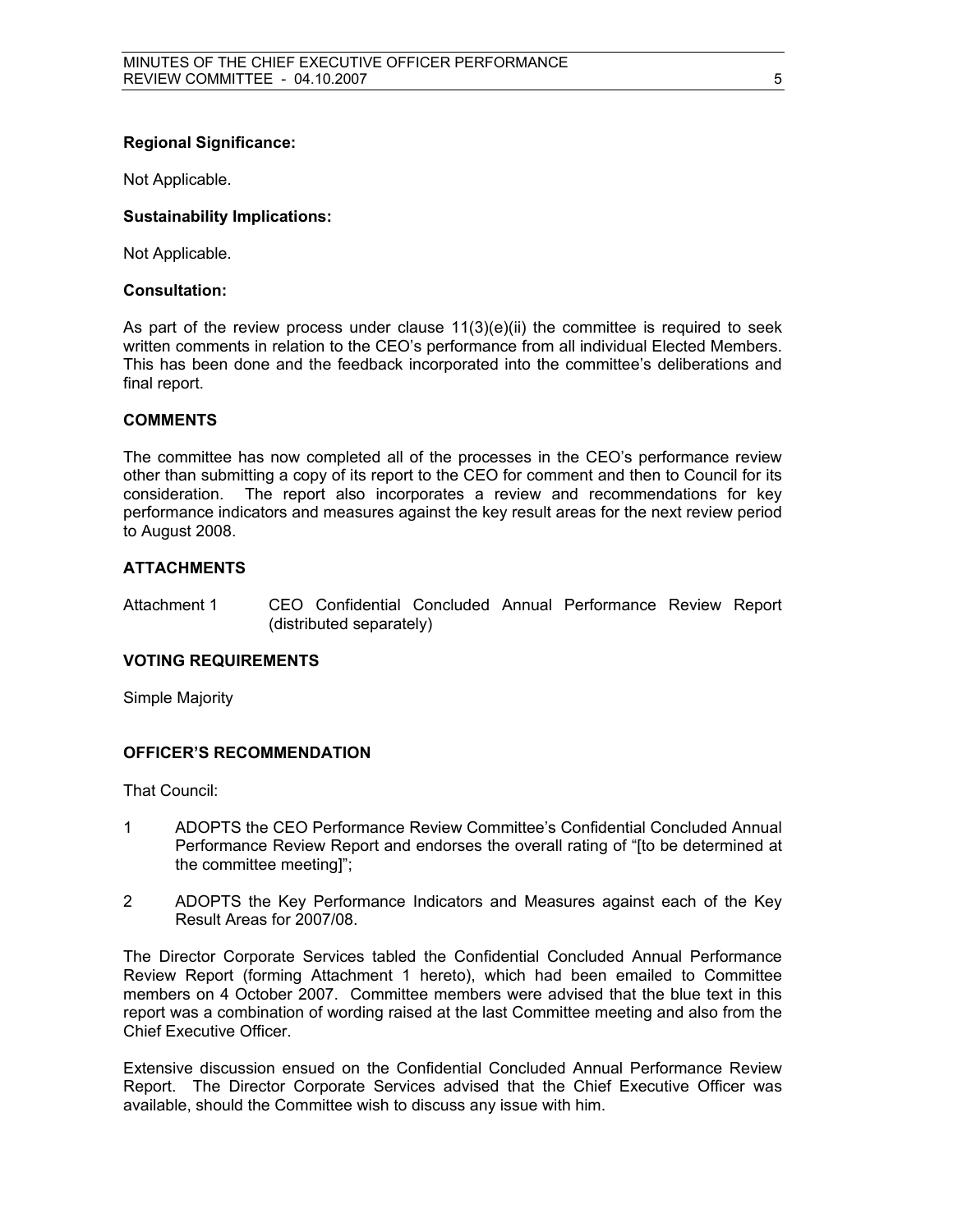**Regional Significance:**

Not Applicable.

**Sustainability Implications:**

Not Applicable.

**Consultation:**

As part of the review process under clause 11(3)(e)(ii) the committee is required to seek written comments in relation to the CEO's performance from all individual Elected Members. This has been done and the feedback incorporated into the committee's deliberations and final report.

**COMMENTS**

The committee has now completed all of the processes in the CEO's performance review other than submitting a copy of its report to the CEO for comment and then to Council for its consideration. The report also incorporates a review and recommendations for key performance indicators and measures against the key result areas for the next review period to August 2008.

**ATTACHMENTS**

Attachment 1 CEO Confidential Concluded Annual Performance Review Report (distributed separately)

**VOTING REQUIREMENTS**

Simple Majority

**OFFICER'S RECOMMENDATION**

That Council:

1 ADOPTS the CEO Performance Review Committee's Confidential Concluded Annual Performance Review Report and endorses the overall rating of "[to be determined at the committee meeting]";

2 ADOPTS the Key Performance Indicators and Measures against each of the Key Result Areas for 2007/08.

The Director Corporate Services tabled the Confidential Concluded Annual Performance Review Report (forming Attachment 1 hereto), which had been emailed to Committee members on 4 October 2007. Committee members were advised that the blue text in this report was a combination of wording raised at the last Committee meeting and also from the Chief Executive Officer.

Extensive discussion ensued on the Confidential Concluded Annual Performance Review Report. The Director Corporate Services advised that the Chief Executive Officer was available, should the Committee wish to discuss any issue with him.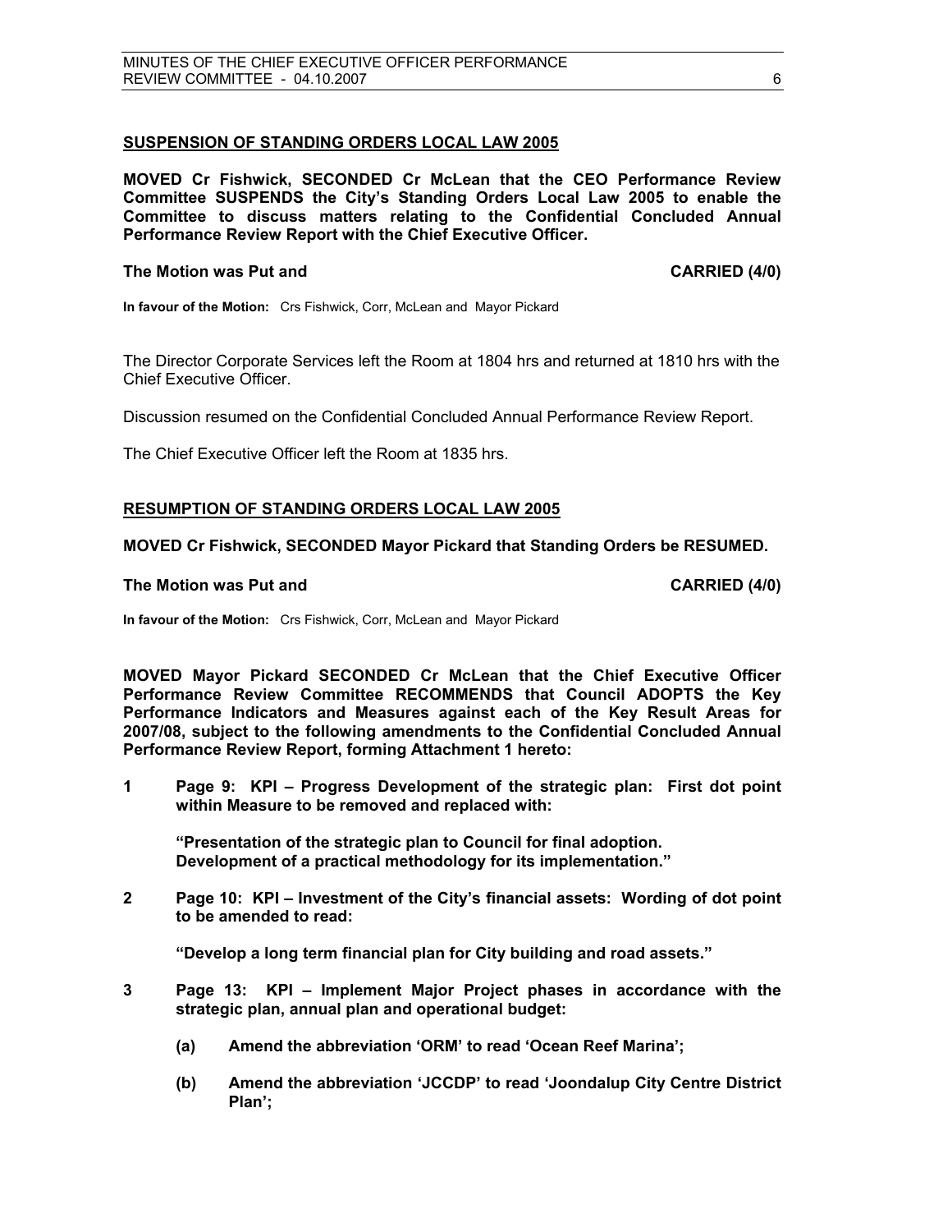## SUSPENSION OF STANDING ORDERS LOCAL LAW 2005

**MOVED Cr Fishwick, SECONDED Cr McLean that the CEO Performance Review Committee SUSPENDS the City's Standing Orders Local Law 2005 to enable the Committee to discuss matters relating to the Confidential Concluded Annual Performance Review Report with the Chief Executive Officer.**

**The Motion was Put and CARRIED (4/0)**

**In favour of the Motion:** Crs Fishwick, Corr, McLean and Mayor Pickard

The Director Corporate Services left the Room at 1804 hrs and returned at 1810 hrs with the Chief Executive Officer.

Discussion resumed on the Confidential Concluded Annual Performance Review Report.

The Chief Executive Officer left the Room at 1835 hrs.

## RESUMPTION OF STANDING ORDERS LOCAL LAW 2005

**MOVED Cr Fishwick, SECONDED Mayor Pickard that Standing Orders be RESUMED.**

**The Motion was Put and CARRIED (4/0)**

**In favour of the Motion:** Crs Fishwick, Corr, McLean and Mayor Pickard

**MOVED Mayor Pickard SECONDED Cr McLean that the Chief Executive Officer Performance Review Committee RECOMMENDS that Council ADOPTS the Key Performance Indicators and Measures against each of the Key Result Areas for 2007/08, subject to the following amendments to the Confidential Concluded Annual Performance Review Report, forming Attachment 1 hereto:**

**1 Page 9: KPI – Progress Development of the strategic plan: First dot point within Measure to be removed and replaced with:**

**"Presentation of the strategic plan to Council for final adoption. Development of a practical methodology for its implementation."**

**2 Page 10: KPI – Investment of the City's financial assets: Wording of dot point to be amended to read:**

**"Develop a long term financial plan for City building and road assets."**

**3 Page 13: KPI – Implement Major Project phases in accordance with the strategic plan, annual plan and operational budget:**

**(a) Amend the abbreviation 'ORM' to read 'Ocean Reef Marina';**

**(b) Amend the abbreviation 'JCCDP' to read 'Joondalup City Centre District Plan';**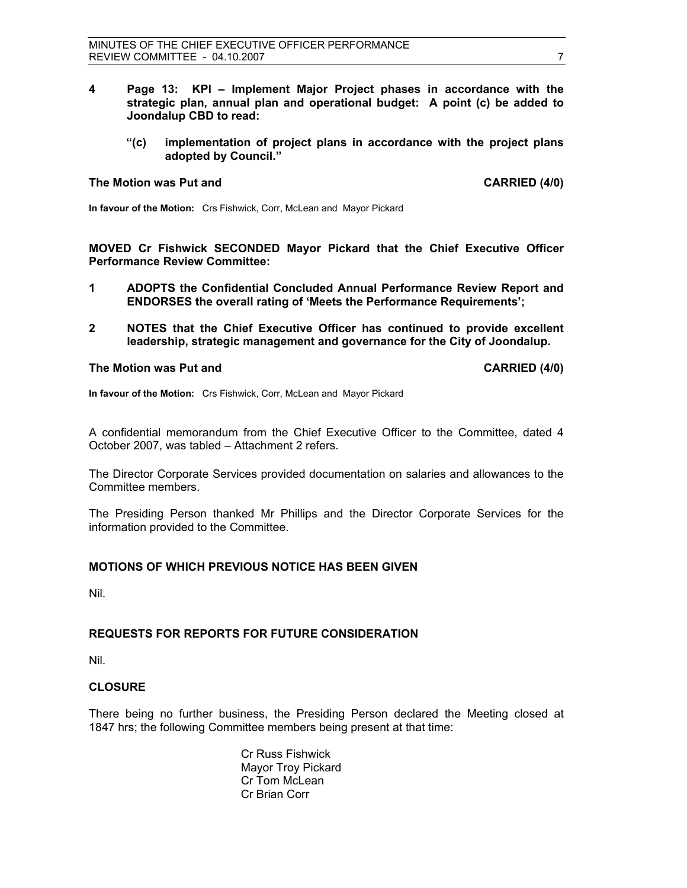**4 Page 13: KPI – Implement Major Project phases in accordance with the strategic plan, annual plan and operational budget: A point (c) be added to Joondalup CBD to read:**

**"(c) implementation of project plans in accordance with the project plans adopted by Council."**

**The Motion was Put and CARRIED (4/0)**

**In favour of the Motion:** Crs Fishwick, Corr, McLean and Mayor Pickard

**MOVED Cr Fishwick SECONDED Mayor Pickard that the Chief Executive Officer Performance Review Committee:**

**1 ADOPTS the Confidential Concluded Annual Performance Review Report and ENDORSES the overall rating of 'Meets the Performance Requirements';**

**2 NOTES that the Chief Executive Officer has continued to provide excellent leadership, strategic management and governance for the City of Joondalup.**

**The Motion was Put and CARRIED (4/0)**

**In favour of the Motion:** Crs Fishwick, Corr, McLean and Mayor Pickard

A confidential memorandum from the Chief Executive Officer to the Committee, dated 4 October 2007, was tabled – Attachment 2 refers.

The Director Corporate Services provided documentation on salaries and allowances to the Committee members.

The Presiding Person thanked Mr Phillips and the Director Corporate Services for the information provided to the Committee.

## MOTIONS OF WHICH PREVIOUS NOTICE HAS BEEN GIVEN

Nil.

## REQUESTS FOR REPORTS FOR FUTURE CONSIDERATION

Nil.

## CLOSURE

There being no further business, the Presiding Person declared the Meeting closed at 1847 hrs; the following Committee members being present at that time:

Cr Russ Fishwick
Mayor Troy Pickard
Cr Tom McLean
Cr Brian Corr